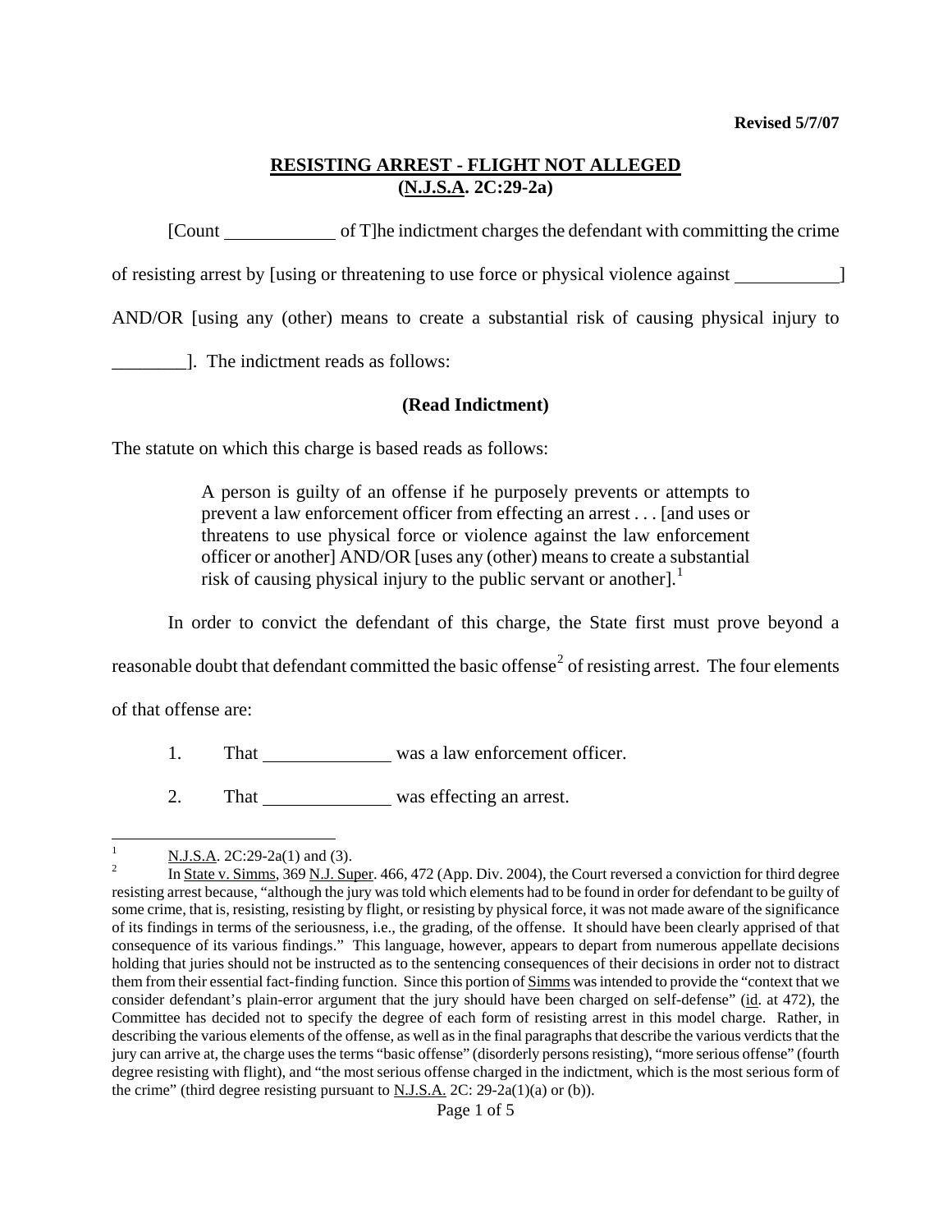**Revised 5/7/07**

## RESISTING ARREST - FLIGHT NOT ALLEGED
## (N.J.S.A. 2C:29-2a)

[Count ____________ of T]he indictment charges the defendant with committing the crime of resisting arrest by [using or threatening to use force or physical violence against ___________] AND/OR [using any (other) means to create a substantial risk of causing physical injury to ________]. The indictment reads as follows:

**(Read Indictment)**

The statute on which this charge is based reads as follows:

> A person is guilty of an offense if he purposely prevents or attempts to prevent a law enforcement officer from effecting an arrest . . . [and uses or threatens to use physical force or violence against the law enforcement officer or another] AND/OR [uses any (other) means to create a substantial risk of causing physical injury to the public servant or another].[1]

In order to convict the defendant of this charge, the State first must prove beyond a reasonable doubt that defendant committed the basic offense[2] of resisting arrest. The four elements of that offense are:

1. That ______________ was a law enforcement officer.
2. That ______________ was effecting an arrest.

---

[1] N.J.S.A. 2C:29-2a(1) and (3).

[2] In State v. Simms, 369 N.J. Super. 466, 472 (App. Div. 2004), the Court reversed a conviction for third degree resisting arrest because, "although the jury was told which elements had to be found in order for defendant to be guilty of some crime, that is, resisting, resisting by flight, or resisting by physical force, it was not made aware of the significance of its findings in terms of the seriousness, i.e., the grading, of the offense. It should have been clearly apprised of that consequence of its various findings." This language, however, appears to depart from numerous appellate decisions holding that juries should not be instructed as to the sentencing consequences of their decisions in order not to distract them from their essential fact-finding function. Since this portion of Simms was intended to provide the "context that we consider defendant's plain-error argument that the jury should have been charged on self-defense" (id. at 472), the Committee has decided not to specify the degree of each form of resisting arrest in this model charge. Rather, in describing the various elements of the offense, as well as in the final paragraphs that describe the various verdicts that the jury can arrive at, the charge uses the terms "basic offense" (disorderly persons resisting), "more serious offense" (fourth degree resisting with flight), and "the most serious offense charged in the indictment, which is the most serious form of the crime" (third degree resisting pursuant to N.J.S.A. 2C: 29-2a(1)(a) or (b)).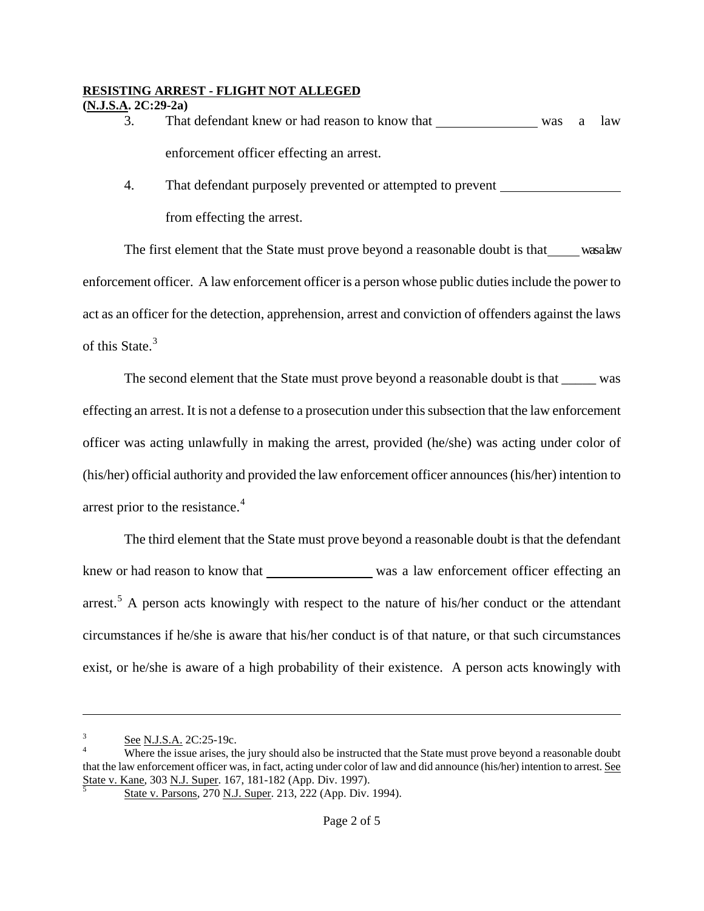3. That defendant knew or had reason to know that _______________ was a law enforcement officer effecting an arrest.

4. That defendant purposely prevented or attempted to prevent _________________ from effecting the arrest.

The first element that the State must prove beyond a reasonable doubt is that _____ was a law enforcement officer. A law enforcement officer is a person whose public duties include the power to act as an officer for the detection, apprehension, arrest and conviction of offenders against the laws of this State.[3]

The second element that the State must prove beyond a reasonable doubt is that _____ was effecting an arrest. It is not a defense to a prosecution under this subsection that the law enforcement officer was acting unlawfully in making the arrest, provided (he/she) was acting under color of (his/her) official authority and provided the law enforcement officer announces (his/her) intention to arrest prior to the resistance.[4]

The third element that the State must prove beyond a reasonable doubt is that the defendant knew or had reason to know that _______________ was a law enforcement officer effecting an arrest.[5] A person acts knowingly with respect to the nature of his/her conduct or the attendant circumstances if he/she is aware that his/her conduct is of that nature, or that such circumstances exist, or he/she is aware of a high probability of their existence. A person acts knowingly with

---

[3] See N.J.S.A. 2C:25-19c.

[4] Where the issue arises, the jury should also be instructed that the State must prove beyond a reasonable doubt that the law enforcement officer was, in fact, acting under color of law and did announce (his/her) intention to arrest. See State v. Kane, 303 N.J. Super. 167, 181-182 (App. Div. 1997).

[5] State v. Parsons, 270 N.J. Super. 213, 222 (App. Div. 1994).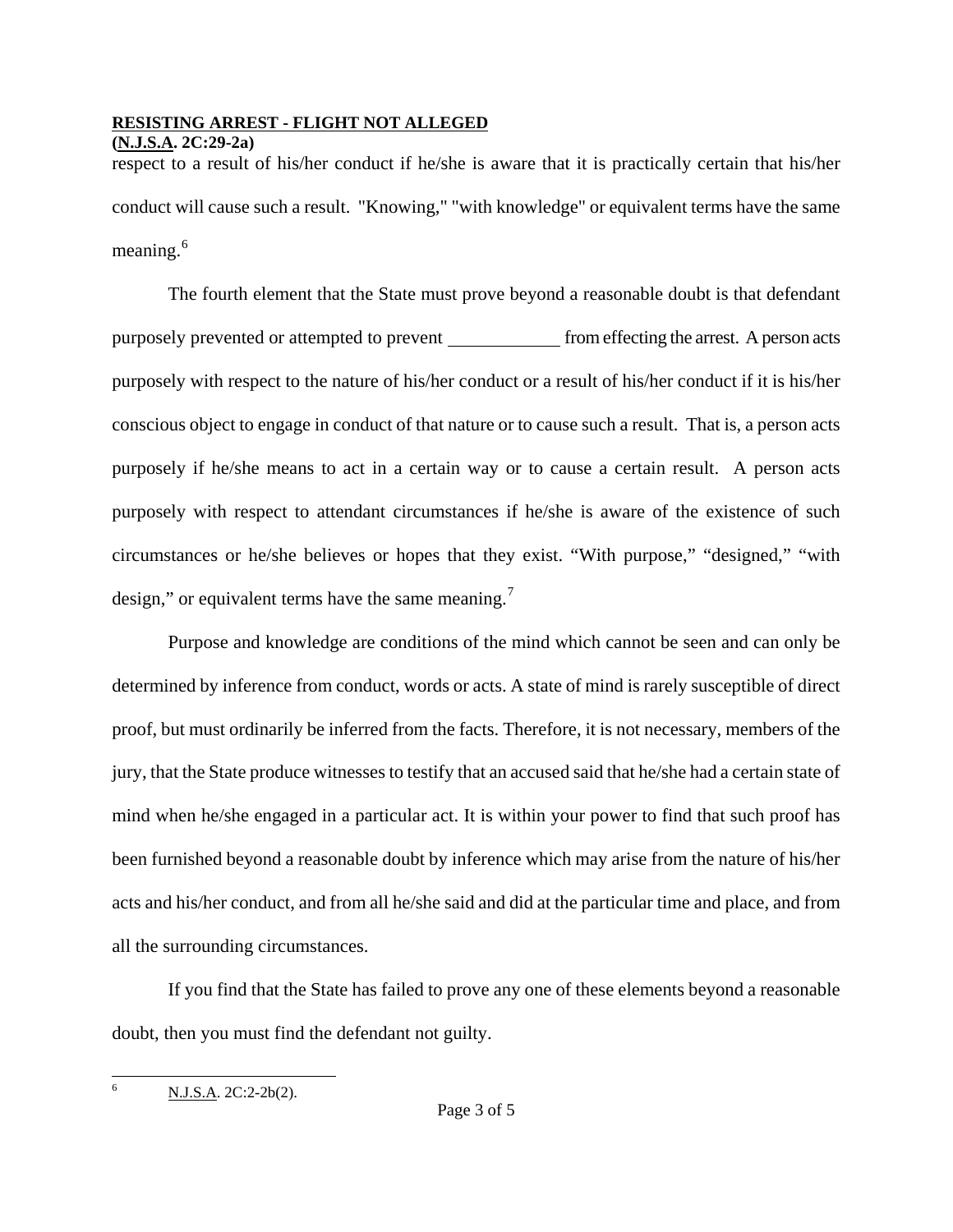respect to a result of his/her conduct if he/she is aware that it is practically certain that his/her conduct will cause such a result. "Knowing," "with knowledge" or equivalent terms have the same meaning.[6]

The fourth element that the State must prove beyond a reasonable doubt is that defendant purposely prevented or attempted to prevent ____________ from effecting the arrest. A person acts purposely with respect to the nature of his/her conduct or a result of his/her conduct if it is his/her conscious object to engage in conduct of that nature or to cause such a result. That is, a person acts purposely if he/she means to act in a certain way or to cause a certain result. A person acts purposely with respect to attendant circumstances if he/she is aware of the existence of such circumstances or he/she believes or hopes that they exist. "With purpose," "designed," "with design," or equivalent terms have the same meaning.[7]

Purpose and knowledge are conditions of the mind which cannot be seen and can only be determined by inference from conduct, words or acts. A state of mind is rarely susceptible of direct proof, but must ordinarily be inferred from the facts. Therefore, it is not necessary, members of the jury, that the State produce witnesses to testify that an accused said that he/she had a certain state of mind when he/she engaged in a particular act. It is within your power to find that such proof has been furnished beyond a reasonable doubt by inference which may arise from the nature of his/her acts and his/her conduct, and from all he/she said and did at the particular time and place, and from all the surrounding circumstances.

If you find that the State has failed to prove any one of these elements beyond a reasonable doubt, then you must find the defendant not guilty.

---

[6] N.J.S.A. 2C:2-2b(2).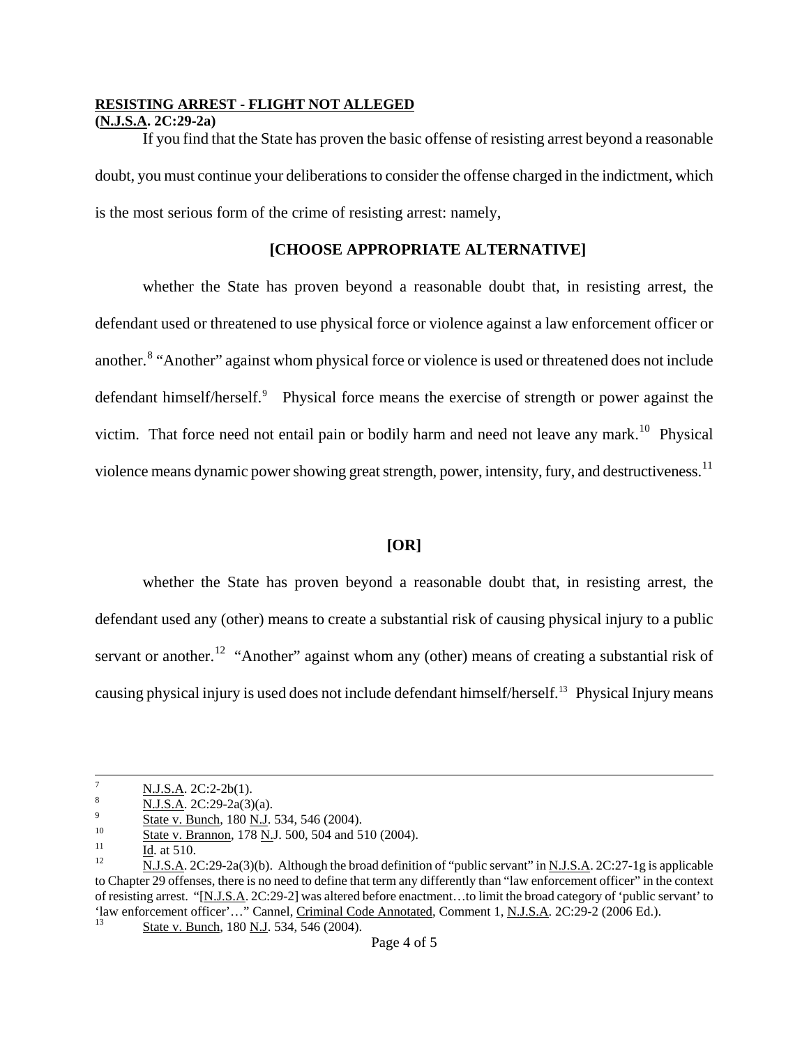**RESISTING ARREST - FLIGHT NOT ALLEGED**
**(N.J.S.A. 2C:29-2a)**

If you find that the State has proven the basic offense of resisting arrest beyond a reasonable doubt, you must continue your deliberations to consider the offense charged in the indictment, which is the most serious form of the crime of resisting arrest: namely,

**[CHOOSE APPROPRIATE ALTERNATIVE]**

whether the State has proven beyond a reasonable doubt that, in resisting arrest, the defendant used or threatened to use physical force or violence against a law enforcement officer or another.[8] "Another" against whom physical force or violence is used or threatened does not include defendant himself/herself.[9] Physical force means the exercise of strength or power against the victim. That force need not entail pain or bodily harm and need not leave any mark.[10] Physical violence means dynamic power showing great strength, power, intensity, fury, and destructiveness.[11]

**[OR]**

whether the State has proven beyond a reasonable doubt that, in resisting arrest, the defendant used any (other) means to create a substantial risk of causing physical injury to a public servant or another.[12] "Another" against whom any (other) means of creating a substantial risk of causing physical injury is used does not include defendant himself/herself.[13] Physical Injury means

---

7 N.J.S.A. 2C:2-2b(1).

8 N.J.S.A. 2C:29-2a(3)(a).

9 State v. Bunch, 180 N.J. 534, 546 (2004).

10 State v. Brannon, 178 N.J. 500, 504 and 510 (2004).

11 Id. at 510.

12 N.J.S.A. 2C:29-2a(3)(b). Although the broad definition of "public servant" in N.J.S.A. 2C:27-1g is applicable to Chapter 29 offenses, there is no need to define that term any differently than "law enforcement officer" in the context of resisting arrest. "[N.J.S.A. 2C:29-2] was altered before enactment…to limit the broad category of 'public servant' to 'law enforcement officer'…" Cannel, Criminal Code Annotated, Comment 1, N.J.S.A. 2C:29-2 (2006 Ed.).

13 State v. Bunch, 180 N.J. 534, 546 (2004).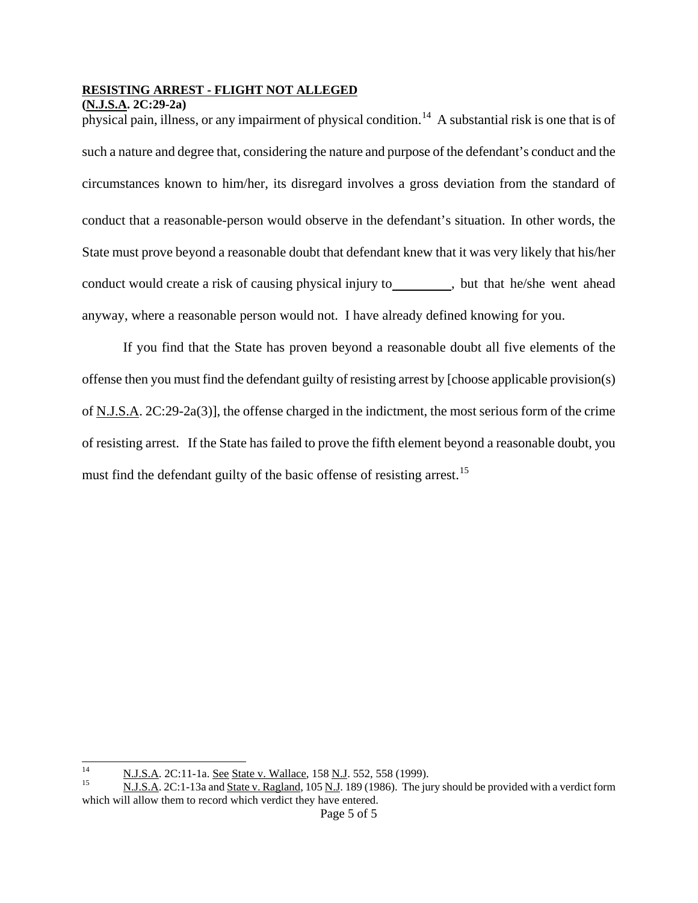physical pain, illness, or any impairment of physical condition.[14] A substantial risk is one that is of such a nature and degree that, considering the nature and purpose of the defendant's conduct and the circumstances known to him/her, its disregard involves a gross deviation from the standard of conduct that a reasonable-person would observe in the defendant's situation. In other words, the State must prove beyond a reasonable doubt that defendant knew that it was very likely that his/her conduct would create a risk of causing physical injury to_________, but that he/she went ahead anyway, where a reasonable person would not. I have already defined knowing for you.

If you find that the State has proven beyond a reasonable doubt all five elements of the offense then you must find the defendant guilty of resisting arrest by [choose applicable provision(s) of N.J.S.A. 2C:29-2a(3)], the offense charged in the indictment, the most serious form of the crime of resisting arrest. If the State has failed to prove the fifth element beyond a reasonable doubt, you must find the defendant guilty of the basic offense of resisting arrest.[15]

---

[14] N.J.S.A. 2C:11-1a. See State v. Wallace, 158 N.J. 552, 558 (1999).

[15] N.J.S.A. 2C:1-13a and State v. Ragland, 105 N.J. 189 (1986). The jury should be provided with a verdict form which will allow them to record which verdict they have entered.